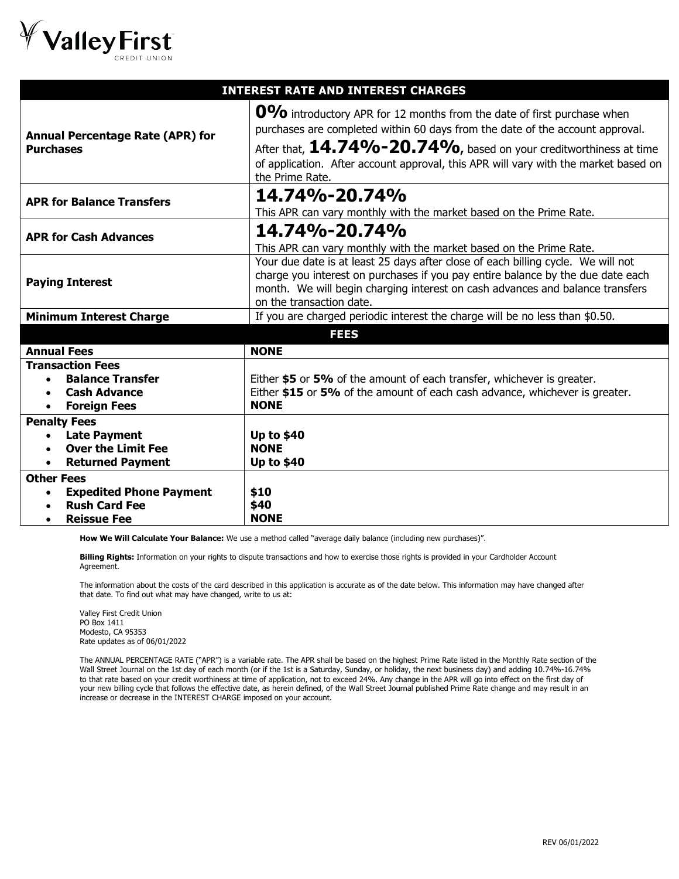Valley First Credit Union

| INTEREST RATE AND INTEREST CHARGES | |
|---|---|
| **Annual Percentage Rate (APR) for Purchases** | **0%** introductory APR for 12 months from the date of first purchase when purchases are completed within 60 days from the date of the account approval. After that, **14.74%-20.74%**, based on your creditworthiness at time of application. After account approval, this APR will vary with the market based on the Prime Rate. |
| **APR for Balance Transfers** | **14.74%-20.74%** This APR can vary monthly with the market based on the Prime Rate. |
| **APR for Cash Advances** | **14.74%-20.74%** This APR can vary monthly with the market based on the Prime Rate. |
| **Paying Interest** | Your due date is at least 25 days after close of each billing cycle. We will not charge you interest on purchases if you pay entire balance by the due date each month. We will begin charging interest on cash advances and balance transfers on the transaction date. |
| **Minimum Interest Charge** | If you are charged periodic interest the charge will be no less than $0.50. |
| **FEES** | |
| **Annual Fees** | **NONE** |
| **Transaction Fees** | |
| • **Balance Transfer** | Either **$5** or **5%** of the amount of each transfer, whichever is greater. |
| • **Cash Advance** | Either **$15** or **5%** of the amount of each cash advance, whichever is greater. |
| • **Foreign Fees** | **NONE** |
| **Penalty Fees** | |
| • **Late Payment** | **Up to $40** |
| • **Over the Limit Fee** | **NONE** |
| • **Returned Payment** | **Up to $40** |
| **Other Fees** | |
| • **Expedited Phone Payment** | **$10** |
| • **Rush Card Fee** | **$40** |
| • **Reissue Fee** | **NONE** |

**How We Will Calculate Your Balance:** We use a method called "average daily balance (including new purchases)".

**Billing Rights:** Information on your rights to dispute transactions and how to exercise those rights is provided in your Cardholder Account Agreement.

The information about the costs of the card described in this application is accurate as of the date below. This information may have changed after that date. To find out what may have changed, write to us at:

Valley First Credit Union
PO Box 1411
Modesto, CA 95353
Rate updates as of 06/01/2022

The ANNUAL PERCENTAGE RATE ("APR") is a variable rate. The APR shall be based on the highest Prime Rate listed in the Monthly Rate section of the Wall Street Journal on the 1st day of each month (or if the 1st is a Saturday, Sunday, or holiday, the next business day) and adding 10.74%-16.74% to that rate based on your credit worthiness at time of application, not to exceed 24%. Any change in the APR will go into effect on the first day of your new billing cycle that follows the effective date, as herein defined, of the Wall Street Journal published Prime Rate change and may result in an increase or decrease in the INTEREST CHARGE imposed on your account.

REV 06/01/2022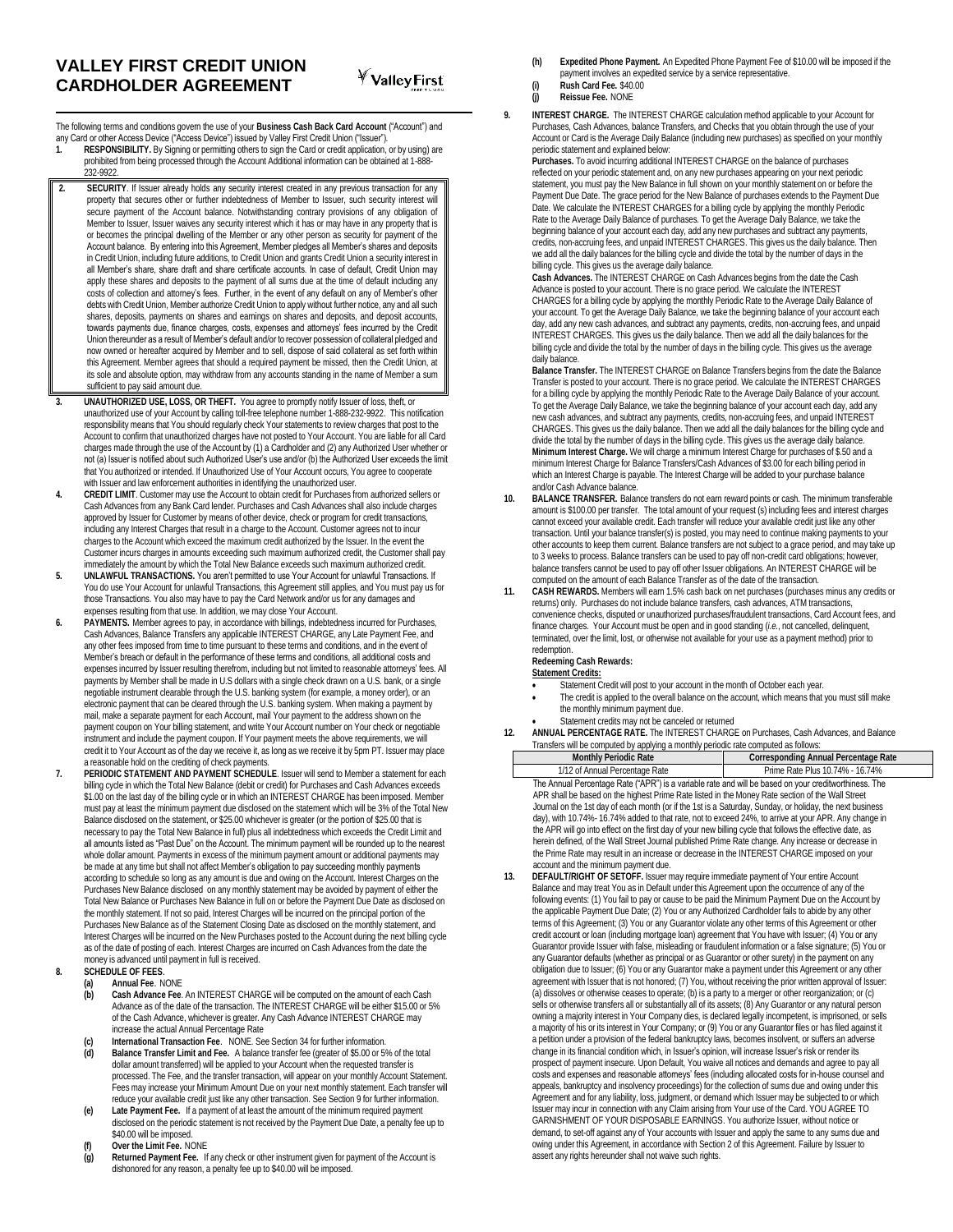# VALLEY FIRST CREDIT UNION CARDHOLDER AGREEMENT

The following terms and conditions govern the use of your **Business Cash Back Card Account** ("Account") and any Card or other Access Device ("Access Device") issued by Valley First Credit Union ("Issuer").

1. **RESPONSIBILITY.** By Signing or permitting others to sign the Card or credit application, or by using) are prohibited from being processed through the Account Additional information can be obtained at 1-888-232-9922.

2. **SECURITY**. If Issuer already holds any security interest created in any previous transaction for any property that secures other or further indebtedness of Member to Issuer, such security interest will secure payment of the Account balance. Notwithstanding contrary provisions of any obligation of Member to Issuer, Issuer waives any security interest which it has or may have in any property that is or becomes the principal dwelling of the Member or any other person as security for payment of the Account balance. By entering into this Agreement, Member pledges all Member's shares and deposits in Credit Union, including future additions, to Credit Union and grants Credit Union a security interest in all Member's share, share draft and share certificate accounts. In case of default, Credit Union may apply these shares and deposits to the payment of all sums due at the time of default including any costs of collection and attorney's fees. Further, in the event of any default on any of Member's other debts with Credit Union, Member authorize Credit Union to apply without further notice, any and all such shares, deposits, payments on shares and earnings on shares and deposits, and deposit accounts, towards payments due, finance charges, costs, expenses and attorneys' fees incurred by the Credit Union thereunder as a result of Member's default and/or to recover possession of collateral pledged and now owned or hereafter acquired by Member and to sell, dispose of said collateral as set forth within this Agreement. Member agrees that should a required payment be missed, then the Credit Union, at its sole and absolute option, may withdraw from any accounts standing in the name of Member a sum sufficient to pay said amount due.

3. **UNAUTHORIZED USE, LOSS, OR THEFT.** You agree to promptly notify Issuer of loss, theft, or unauthorized use of your Account by calling toll-free telephone number 1-888-232-9922. This notification responsibility means that You should regularly check Your statements to review charges that post to the Account to confirm that unauthorized charges have not posted to Your Account. You are liable for all Card charges made through the use of the Account by (1) a Cardholder and (2) any Authorized User whether or not (a) Issuer is notified about such Authorized User's use and/or (b) the Authorized User exceeds the limit that You authorized or intended. If Unauthorized Use of Your Account occurs, You agree to cooperate with Issuer and law enforcement authorities in identifying the unauthorized user.

4. **CREDIT LIMIT**. Customer may use the Account to obtain credit for Purchases from authorized sellers or Cash Advances from any Bank Card lender. Purchases and Cash Advances shall also include charges approved by Issuer for Customer by means of other device, check or program for credit transactions, including any Interest Charges that result in a charge to the Account. Customer agrees not to incur charges to the Account which exceed the maximum credit authorized by the Issuer. In the event the Customer incurs charges in amounts exceeding such maximum authorized credit, the Customer shall pay immediately the amount by which the Total New Balance exceeds such maximum authorized credit.

5. **UNLAWFUL TRANSACTIONS.** You aren't permitted to use Your Account for unlawful Transactions. If You do use Your Account for unlawful Transactions, this Agreement still applies, and You must pay us for those Transactions. You also may have to pay the Card Network and/or us for any damages and expenses resulting from that use. In addition, we may close Your Account.

6. **PAYMENTS.** Member agrees to pay, in accordance with billings, indebtedness incurred for Purchases, Cash Advances, Balance Transfers any applicable INTEREST CHARGE, any Late Payment Fee, and any other fees imposed from time to time pursuant to these terms and conditions, and in the event of Member's breach or default in the performance of these terms and conditions, all additional costs and expenses incurred by Issuer resulting therefrom, including but not limited to reasonable attorneys' fees. All payments by Member shall be made in U.S dollars with a single check drawn on a U.S. bank, or a single negotiable instrument clearable through the U.S. banking system (for example, a money order), or an electronic payment that can be cleared through the U.S. banking system. When making a payment by mail, make a separate payment for each Account, mail Your payment to the address shown on the payment coupon on Your billing statement, and write Your Account number on Your check or negotiable instrument and include the payment coupon. If Your payment meets the above requirements, we will credit it to Your Account as of the day we receive it, as long as we receive it by 5pm PT. Issuer may place a reasonable hold on the crediting of check payments.

7. **PERIODIC STATEMENT AND PAYMENT SCHEDULE**. Issuer will send to Member a statement for each billing cycle in which the Total New Balance (debit or credit) for Purchases and Cash Advances exceeds $1.00 on the last day of the billing cycle or in which an INTEREST CHARGE has been imposed. Member must pay at least the minimum payment due disclosed on the statement which will be 3% of the Total New Balance disclosed on the statement, or $25.00 whichever is greater (or the portion of $25.00 that is necessary to pay the Total New Balance in full) plus all indebtedness which exceeds the Credit Limit and all amounts listed as "Past Due" on the Account. The minimum payment will be rounded up to the nearest whole dollar amount. Payments in excess of the minimum payment amount or additional payments may be made at any time but shall not affect Member's obligation to pay succeeding monthly payments according to schedule so long as any amount is due and owing on the Account. Interest Charges on the Purchases New Balance disclosed on any monthly statement may be avoided by payment of either the Total New Balance or Purchases New Balance in full on or before the Payment Due Date as disclosed on the monthly statement. If not so paid, Interest Charges will be incurred on the principal portion of the Purchases New Balance as of the Statement Closing Date as disclosed on the monthly statement, and Interest Charges will be incurred on the New Purchases posted to the Account during the next billing cycle as of the date of posting of each. Interest Charges are incurred on Cash Advances from the date the money is advanced until payment in full is received.

8. **SCHEDULE OF FEES**.
   - **(a) Annual Fee**. NONE
   - **(b) Cash Advance Fee**. An INTEREST CHARGE will be computed on the amount of each Cash Advance as of the date of the transaction. The INTEREST CHARGE will be either $15.00 or 5% of the Cash Advance, whichever is greater. Any Cash Advance INTEREST CHARGE may increase the actual Annual Percentage Rate
   - **(c) International Transaction Fee**. NONE. See Section 34 for further information.
   - **(d) Balance Transfer Limit and Fee.** A balance transfer fee (greater of $5.00 or 5% of the total dollar amount transferred) will be applied to your Account when the requested transfer is processed. The Fee, and the transfer transaction, will appear on your monthly Account Statement. Fees may increase your Minimum Amount Due on your next monthly statement. Each transfer will reduce your available credit just like any other transaction. See Section 9 for further information.
   - **(e) Late Payment Fee.** If a payment of at least the amount of the minimum required payment disclosed on the periodic statement is not received by the Payment Due Date, a penalty fee up to $40.00 will be imposed.
   - **(f) Over the Limit Fee.** NONE
   - **(g) Returned Payment Fee.** If any check or other instrument given for payment of the Account is dishonored for any reason, a penalty fee up to $40.00 will be imposed.
   - **(h) Expedited Phone Payment.** An Expedited Phone Payment Fee of $10.00 will be imposed if the payment involves an expedited service by a service representative.
   - **(i) Rush Card Fee.** $40.00
   - **(j) Reissue Fee.** NONE

9. **INTEREST CHARGE.** The INTEREST CHARGE calculation method applicable to your Account for Purchases, Cash Advances, balance Transfers, and Checks that you obtain through the use of your Account or Card is the Average Daily Balance (including new purchases) as specified on your monthly periodic statement and explained below:

   **Purchases.** To avoid incurring additional INTEREST CHARGE on the balance of purchases reflected on your periodic statement and, on any new purchases appearing on your next periodic statement, you must pay the New Balance in full shown on your monthly statement on or before the Payment Due Date. The grace period for the New Balance of purchases extends to the Payment Due Date. We calculate the INTEREST CHARGES for a billing cycle by applying the monthly Periodic Rate to the Average Daily Balance of purchases. To get the Average Daily Balance, we take the beginning balance of your account each day, add any new purchases and subtract any payments, credits, non-accruing fees, and unpaid INTEREST CHARGES. This gives us the daily balance. Then we add all the daily balances for the billing cycle and divide the total by the number of days in the billing cycle. This gives us the average daily balance.

   **Cash Advances.** The INTEREST CHARGE on Cash Advances begins from the date the Cash Advance is posted to your account. There is no grace period. We calculate the INTEREST CHARGES for a billing cycle by applying the monthly Periodic Rate to the Average Daily Balance of your account. To get the Average Daily Balance, we take the beginning balance of your account each day, add any new cash advances, and subtract any payments, credits, non-accruing fees, and unpaid INTEREST CHARGES. This gives us the daily balance. Then we add all the daily balances for the billing cycle and divide the total by the number of days in the billing cycle. This gives us the average daily balance.

   **Balance Transfer.** The INTEREST CHARGE on Balance Transfers begins from the date the Balance Transfer is posted to your account. There is no grace period. We calculate the INTEREST CHARGES for a billing cycle by applying the monthly Periodic Rate to the Average Daily Balance of your account. To get the Average Daily Balance, we take the beginning balance of your account each day, add any new cash advances, and subtract any payments, credits, non-accruing fees, and unpaid INTEREST CHARGES. This gives us the daily balance. Then we add all the daily balances for the billing cycle and divide the total by the number of days in the billing cycle. This gives us the average daily balance.

   **Minimum Interest Charge.** We will charge a minimum Interest Charge for purchases of $.50 and a minimum Interest Charge for Balance Transfers/Cash Advances of $3.00 for each billing period in which an Interest Charge is payable. The Interest Charge will be added to your purchase balance and/or Cash Advance balance.

10. **BALANCE TRANSFER.** Balance transfers do not earn reward points or cash. The minimum transferable amount is $100.00 per transfer. The total amount of your request (s) including fees and interest charges cannot exceed your available credit. Each transfer will reduce your available credit just like any other transaction. Until your balance transfer(s) is posted, you may need to continue making payments to your other accounts to keep them current. Balance transfers are not subject to a grace period, and may take up to 3 weeks to process. Balance transfers can be used to pay off non-credit card obligations; however, balance transfers cannot be used to pay off other Issuer obligations. An INTEREST CHARGE will be computed on the amount of each Balance Transfer as of the date of the transaction.

11. **CASH REWARDS.** Members will earn 1.5% cash back on net purchases (purchases minus any credits or returns) only. Purchases do not include balance transfers, cash advances, ATM transactions, convenience checks, disputed or unauthorized purchases/fraudulent transactions, Card Account fees, and finance charges. Your Account must be open and in good standing (*i.e.*, not cancelled, delinquent, terminated, over the limit, lost, or otherwise not available for your use as a payment method) prior to redemption.

    **Redeeming Cash Rewards:**

    **Statement Credits:**
    - Statement Credit will post to your account in the month of October each year.
    - The credit is applied to the overall balance on the account, which means that you must still make the monthly minimum payment due.
    - Statement credits may not be canceled or returned

12. **ANNUAL PERCENTAGE RATE.** The INTEREST CHARGE on Purchases, Cash Advances, and Balance Transfers will be computed by applying a monthly periodic rate computed as follows:

| Monthly Periodic Rate | Corresponding Annual Percentage Rate |
|---|---|
| 1/12 of Annual Percentage Rate | Prime Rate Plus 10.74% - 16.74% |

The Annual Percentage Rate ("APR") is a variable rate and will be based on your creditworthiness. The APR shall be based on the highest Prime Rate listed in the Money Rate section of the Wall Street Journal on the 1st day of each month (or if the 1st is a Saturday, Sunday, or holiday, the next business day), with 10.74%- 16.74% added to that rate, not to exceed 24%, to arrive at your APR. Any change in the APR will go into effect on the first day of your new billing cycle that follows the effective date, as herein defined, of the Wall Street Journal published Prime Rate change. Any increase or decrease in the Prime Rate may result in an increase or decrease in the INTEREST CHARGE imposed on your account and the minimum payment due.

13. **DEFAULT/RIGHT OF SETOFF.** Issuer may require immediate payment of Your entire Account Balance and may treat You as in Default under this Agreement upon the occurrence of any of the following events: (1) You fail to pay or cause to be paid the Minimum Payment Due on the Account by the applicable Payment Due Date; (2) You or any Authorized Cardholder fails to abide by any other terms of this Agreement; (3) You or any Guarantor violate any other terms of this Agreement or other credit account or loan (including mortgage loan) agreement that You have with Issuer; (4) You or any Guarantor provide Issuer with false, misleading or fraudulent information or a false signature; (5) You or any Guarantor defaults (whether as principal or as Guarantor or other surety) in the payment on any obligation due to Issuer; (6) You or any Guarantor make a payment under this Agreement or any other agreement with Issuer that is not honored; (7) You, without receiving the prior written approval of Issuer: (a) dissolves or otherwise ceases to operate; (b) is a party to a merger or other reorganization; or (c) sells or otherwise transfers all or substantially all of its assets; (8) Any Guarantor or any natural person owning a majority interest in Your Company dies, is declared legally incompetent, is imprisoned, or sells a majority of his or its interest in Your Company; or (9) You or any Guarantor files or has filed against it a petition under a provision of the federal bankruptcy laws, becomes insolvent, or suffers an adverse change in its financial condition which, in Issuer's opinion, will increase Issuer's risk or render its prospect of payment insecure. Upon Default, You waive all notices and demands and agree to pay all costs and expenses and reasonable attorneys' fees (including allocated costs for in-house counsel and appeals, bankruptcy and insolvency proceedings) for the collection of sums due and owing under this Agreement and for any liability, loss, judgment, or demand which Issuer may be subjected to or which Issuer may incur in connection with any Claim arising from Your use of the Card. YOU AGREE TO GARNISHMENT OF YOUR DISPOSABLE EARNINGS. You authorize Issuer, without notice or demand, to set-off against any of Your accounts with Issuer and apply the same to any sums due and owing under this Agreement, in accordance with Section 2 of this Agreement. Failure by Issuer to assert any rights hereunder shall not waive such rights.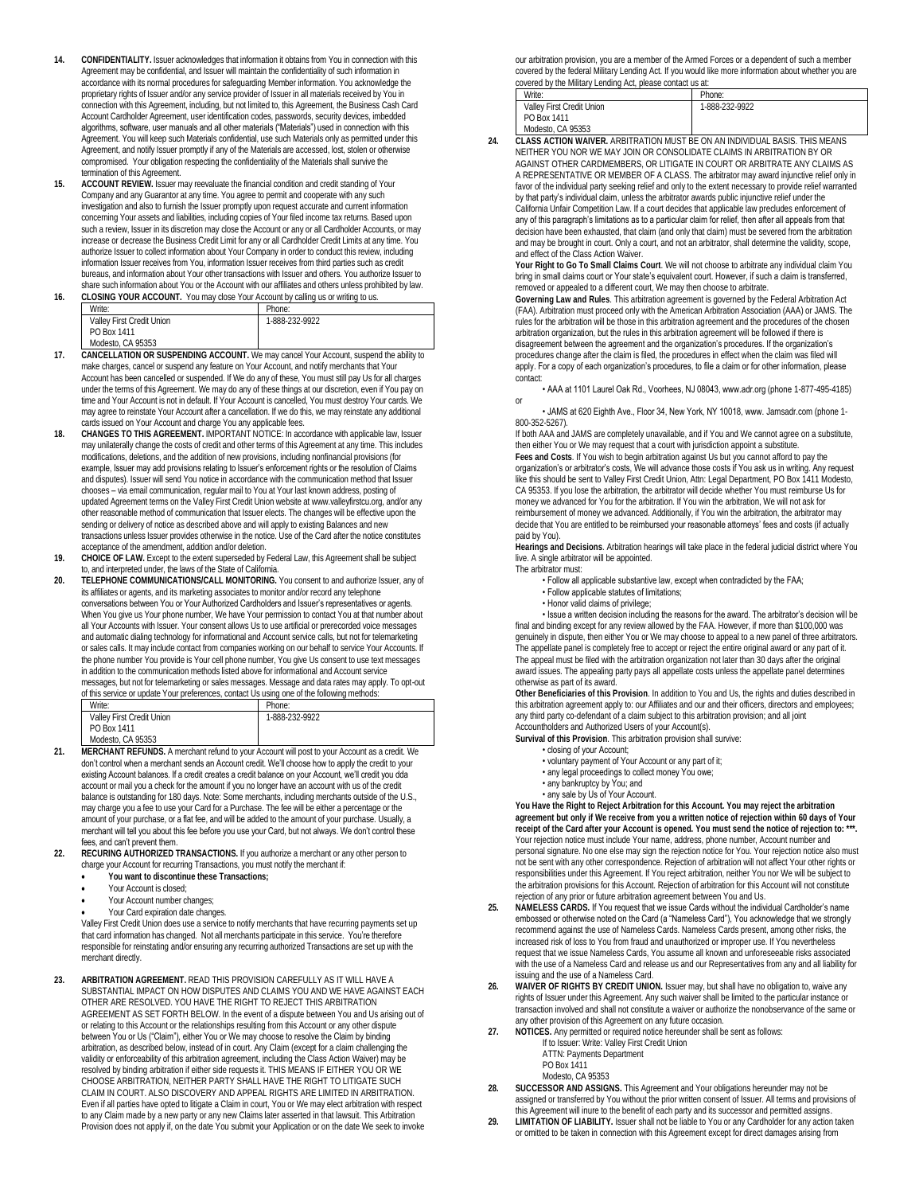14. **CONFIDENTIALITY.** Issuer acknowledges that information it obtains from You in connection with this Agreement may be confidential, and Issuer will maintain the confidentiality of such information in accordance with its normal procedures for safeguarding Member information. You acknowledge the proprietary rights of Issuer and/or any service provider of Issuer in all materials received by You in connection with this Agreement, including, but not limited to, this Agreement, the Business Cash Card Account Cardholder Agreement, user identification codes, passwords, security devices, imbedded algorithms, software, user manuals and all other materials ("Materials") used in connection with this Agreement. You will keep such Materials confidential, use such Materials only as permitted under this Agreement, and notify Issuer promptly if any of the Materials are accessed, lost, stolen or otherwise compromised. Your obligation respecting the confidentiality of the Materials shall survive the termination of this Agreement.

15. **ACCOUNT REVIEW.** Issuer may reevaluate the financial condition and credit standing of Your Company and any Guarantor at any time. You agree to permit and cooperate with any such investigation and also to furnish the Issuer promptly upon request accurate and current information concerning Your assets and liabilities, including copies of Your filed income tax returns. Based upon such a review, Issuer in its discretion may close the Account or any or all Cardholder Accounts, or may increase or decrease the Business Credit Limit for any or all Cardholder Credit Limits at any time. You authorize Issuer to collect information about Your Company in order to conduct this review, including information Issuer receives from You, information Issuer receives from third parties such as credit bureaus, and information about Your other transactions with Issuer and others. You authorize Issuer to share such information about You or the Account with our affiliates and others unless prohibited by law.

16. **CLOSING YOUR ACCOUNT.** You may close Your Account by calling us or writing to us.

| Write: | Phone: |
|---|---|
| Valley First Credit Union<br>PO Box 1411<br>Modesto, CA 95353 | 1-888-232-9922 |

17. **CANCELLATION OR SUSPENDING ACCOUNT.** We may cancel Your Account, suspend the ability to make charges, cancel or suspend any feature on Your Account, and notify merchants that Your Account has been cancelled or suspended. If We do any of these, You must still pay Us for all charges under the terms of this Agreement. We may do any of these things at our discretion, even if You pay on time and Your Account is not in default. If Your Account is cancelled, You must destroy Your cards. We may agree to reinstate Your Account after a cancellation. If we do this, we may reinstate any additional cards issued on Your Account and charge You any applicable fees.

18. **CHANGES TO THIS AGREEMENT.** IMPORTANT NOTICE: In accordance with applicable law, Issuer may unilaterally change the costs of credit and other terms of this Agreement at any time. This includes modifications, deletions, and the addition of new provisions, including nonfinancial provisions (for example, Issuer may add provisions relating to Issuer's enforcement rights or the resolution of Claims and disputes). Issuer will send You notice in accordance with the communication method that Issuer chooses – via email communication, regular mail to You at Your last known address, posting of updated Agreement terms on the Valley First Credit Union website at www.valleyfirstcu.org, and/or any other reasonable method of communication that Issuer elects. The changes will be effective upon the sending or delivery of notice as described above and will apply to existing Balances and new transactions unless Issuer provides otherwise in the notice. Use of the Card after the notice constitutes acceptance of the amendment, addition and/or deletion.

19. **CHOICE OF LAW.** Except to the extent superseded by Federal Law, this Agreement shall be subject to, and interpreted under, the laws of the State of California.

20. **TELEPHONE COMMUNICATIONS/CALL MONITORING.** You consent to and authorize Issuer, any of its affiliates or agents, and its marketing associates to monitor and/or record any telephone conversations between You or Your Authorized Cardholders and Issuer's representatives or agents. When You give us Your phone number, We have Your permission to contact You at that number about all Your Accounts with Issuer. Your consent allows Us to use artificial or prerecorded voice messages and automatic dialing technology for informational and Account service calls, but not for telemarketing or sales calls. It may include contact from companies working on our behalf to service Your Accounts. If the phone number You provide is Your cell phone number, You give Us consent to use text messages in addition to the communication methods listed above for informational and Account service messages, but not for telemarketing or sales messages. Message and data rates may apply. To opt-out of this service or update Your preferences, contact Us using one of the following methods:

| Write: | Phone: |
|---|---|
| Valley First Credit Union<br>PO Box 1411<br>Modesto, CA 95353 | 1-888-232-9922 |

21. **MERCHANT REFUNDS.** A merchant refund to your Account will post to your Account as a credit. We don't control when a merchant sends an Account credit. We'll choose how to apply the credit to your existing Account balances. If a credit creates a credit balance on your Account, we'll credit you dda account or mail you a check for the amount if you no longer have an account with us of the credit balance is outstanding for 180 days. Note: Some merchants, including merchants outside of the U.S., may charge you a fee to use your Card for a Purchase. The fee will be either a percentage or the amount of your purchase, or a flat fee, and will be added to the amount of your purchase. Usually, a merchant will tell you about this fee before you use your Card, but not always. We don't control these fees, and can't prevent them.

22. **RECURING AUTHORIZED TRANSACTIONS.** If you authorize a merchant or any other person to charge your Account for recurring Transactions, you must notify the merchant if:
    - **You want to discontinue these Transactions;**
    - Your Account is closed;
    - Your Account number changes;
    - Your Card expiration date changes.

    Valley First Credit Union does use a service to notify merchants that have recurring payments set up that card information has changed. Not all merchants participate in this service. You're therefore responsible for reinstating and/or ensuring any recurring authorized Transactions are set up with the merchant directly.

23. **ARBITRATION AGREEMENT.** READ THIS PROVISION CAREFULLY AS IT WILL HAVE A SUBSTANTIAL IMPACT ON HOW DISPUTES AND CLAIMS YOU AND WE HAVE AGAINST EACH OTHER ARE RESOLVED. YOU HAVE THE RIGHT TO REJECT THIS ARBITRATION AGREEMENT AS SET FORTH BELOW. In the event of a dispute between You and Us arising out of or relating to this Account or the relationships resulting from this Account or any other dispute between You or Us ("Claim"), either You or We may choose to resolve the Claim by binding arbitration, as described below, instead of in court. Any Claim (except for a claim challenging the validity or enforceability of this arbitration agreement, including the Class Action Waiver) may be resolved by binding arbitration if either side requests it. THIS MEANS IF EITHER YOU OR WE CHOOSE ARBITRATION, NEITHER PARTY SHALL HAVE THE RIGHT TO LITIGATE SUCH CLAIM IN COURT. ALSO DISCOVERY AND APPEAL RIGHTS ARE LIMITED IN ARBITRATION. Even if all parties have opted to litigate a Claim in court, You or We may elect arbitration with respect to any Claim made by a new party or any new Claims later asserted in that lawsuit. This Arbitration Provision does not apply if, on the date You submit your Application or on the date We seek to invoke our arbitration provision, you are a member of the Armed Forces or a dependent of such a member covered by the federal Military Lending Act. If you would like more information about whether you are covered by the Military Lending Act, please contact us at:

| Write: | Phone: |
|---|---|
| Valley First Credit Union<br>PO Box 1411<br>Modesto, CA 95353 | 1-888-232-9922 |

24. **CLASS ACTION WAIVER.** ARBITRATION MUST BE ON AN INDIVIDUAL BASIS. THIS MEANS NEITHER YOU NOR WE MAY JOIN OR CONSOLIDATE CLAIMS IN ARBITRATION BY OR AGAINST OTHER CARDMEMBERS, OR LITIGATE IN COURT OR ARBITRATE ANY CLAIMS AS A REPRESENTATIVE OR MEMBER OF A CLASS. The arbitrator may award injunctive relief only in favor of the individual party seeking relief and only to the extent necessary to provide relief warranted by that party's individual claim, unless the arbitrator awards public injunctive relief under the California Unfair Competition Law. If a court decides that applicable law precludes enforcement of any of this paragraph's limitations as to a particular claim for relief, then after all appeals from that decision have been exhausted, that claim (and only that claim) must be severed from the arbitration and may be brought in court. Only a court, and not an arbitrator, shall determine the validity, scope, and effect of the Class Action Waiver.

    **Your Right to Go To Small Claims Court**. We will not choose to arbitrate any individual claim You bring in small claims court or Your state's equivalent court. However, if such a claim is transferred, removed or appealed to a different court, We may then choose to arbitrate.

    **Governing Law and Rules**. This arbitration agreement is governed by the Federal Arbitration Act (FAA). Arbitration must proceed only with the American Arbitration Association (AAA) or JAMS. The rules for the arbitration will be those in this arbitration agreement and the procedures of the chosen arbitration organization, but the rules in this arbitration agreement will be followed if there is disagreement between the agreement and the organization's procedures. If the organization's procedures change after the claim is filed, the procedures in effect when the claim was filed will apply. For a copy of each organization's procedures, to file a claim or for other information, please contact:

    • AAA at 1101 Laurel Oak Rd., Voorhees, NJ 08043, www.adr.org (phone 1-877-495-4185)

    or

    • JAMS at 620 Eighth Ave., Floor 34, New York, NY 10018, www. Jamsadr.com (phone 1-800-352-5267).

    If both AAA and JAMS are completely unavailable, and if You and We cannot agree on a substitute, then either You or We may request that a court with jurisdiction appoint a substitute.

    **Fees and Costs**. If You wish to begin arbitration against Us but you cannot afford to pay the organization's or arbitrator's costs, We will advance those costs if You ask us in writing. Any request like this should be sent to Valley First Credit Union, Attn: Legal Department, PO Box 1411 Modesto, CA 95353. If you lose the arbitration, the arbitrator will decide whether You must reimburse Us for money we advanced for You for the arbitration. If You win the arbitration, We will not ask for reimbursement of money we advanced. Additionally, if You win the arbitration, the arbitrator may decide that You are entitled to be reimbursed your reasonable attorneys' fees and costs (if actually paid by You).

    **Hearings and Decisions**. Arbitration hearings will take place in the federal judicial district where You live. A single arbitrator will be appointed.

    The arbitrator must:

    • Follow all applicable substantive law, except when contradicted by the FAA;

    • Follow applicable statutes of limitations;

    • Honor valid claims of privilege;

    • Issue a written decision including the reasons for the award. The arbitrator's decision will be final and binding except for any review allowed by the FAA. However, if more than $100,000 was genuinely in dispute, then either You or We may choose to appeal to a new panel of three arbitrators. The appellate panel is completely free to accept or reject the entire original award or any part of it. The appeal must be filed with the arbitration organization not later than 30 days after the original award issues. The appealing party pays all appellate costs unless the appellate panel determines otherwise as part of its award.

    **Other Beneficiaries of this Provision**. In addition to You and Us, the rights and duties described in this arbitration agreement apply to: our Affiliates and our and their officers, directors and employees; any third party co-defendant of a claim subject to this arbitration provision; and all joint Accountholders and Authorized Users of your Account(s).

    **Survival of this Provision**. This arbitration provision shall survive:

    • closing of your Account;

    • voluntary payment of Your Account or any part of it;

    • any legal proceedings to collect money You owe;

    • any bankruptcy by You; and

    • any sale by Us of Your Account.

    **You Have the Right to Reject Arbitration for this Account. You may reject the arbitration agreement but only if We receive from you a written notice of rejection within 60 days of Your receipt of the Card after your Account is opened. You must send the notice of rejection to: \*\*\*.** Your rejection notice must include Your name, address, phone number, Account number and personal signature. No one else may sign the rejection notice for You. Your rejection notice also must not be sent with any other correspondence. Rejection of arbitration will not affect Your other rights or responsibilities under this Agreement. If You reject arbitration, neither You nor We will be subject to the arbitration provisions for this Account. Rejection of arbitration for this Account will not constitute rejection of any prior or future arbitration agreement between You and Us.

25. **NAMELESS CARDS.** If You request that we issue Cards without the individual Cardholder's name embossed or otherwise noted on the Card (a "Nameless Card"), You acknowledge that we strongly recommend against the use of Nameless Cards. Nameless Cards present, among other risks, the increased risk of loss to You from fraud and unauthorized or improper use. If You nevertheless request that we issue Nameless Cards, You assume all known and unforeseeable risks associated with the use of a Nameless Card and release us and our Representatives from any and all liability for issuing and the use of a Nameless Card.

26. **WAIVER OF RIGHTS BY CREDIT UNION.** Issuer may, but shall have no obligation to, waive any rights of Issuer under this Agreement. Any such waiver shall be limited to the particular instance or transaction involved and shall not constitute a waiver or authorize the nonobservance of the same or any other provision of this Agreement on any future occasion.

27. **NOTICES.** Any permitted or required notice hereunder shall be sent as follows:

    If to Issuer: Write: Valley First Credit Union
    ATTN: Payments Department
    PO Box 1411
    Modesto, CA 95353

28. **SUCCESSOR AND ASSIGNS.** This Agreement and Your obligations hereunder may not be assigned or transferred by You without the prior written consent of Issuer. All terms and provisions of this Agreement will inure to the benefit of each party and its successor and permitted assigns.

29. **LIMITATION OF LIABILITY.** Issuer shall not be liable to You or any Cardholder for any action taken or omitted to be taken in connection with this Agreement except for direct damages arising from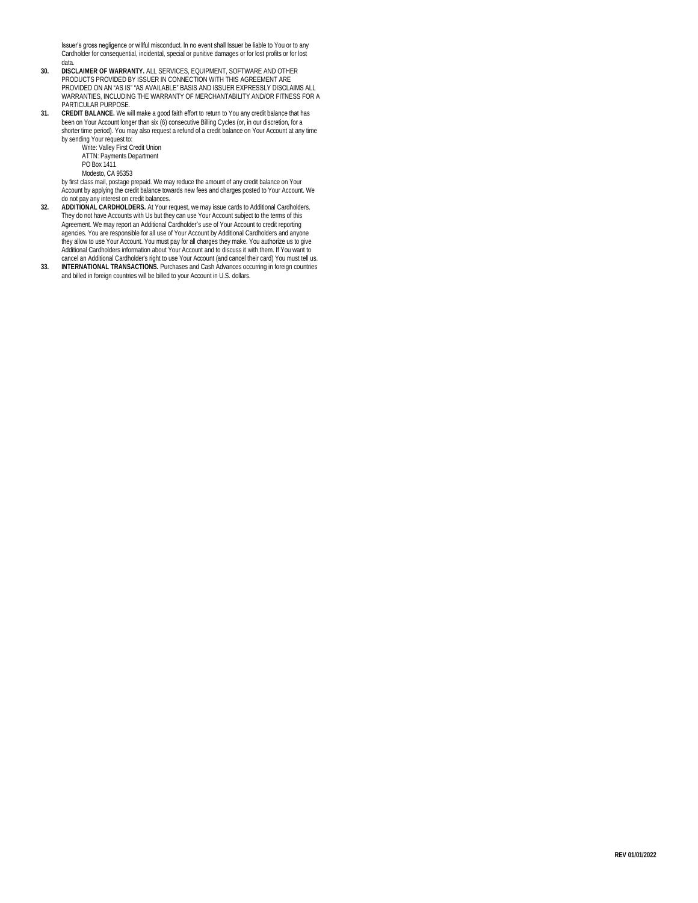Issuer's gross negligence or willful misconduct. In no event shall Issuer be liable to You or to any Cardholder for consequential, incidental, special or punitive damages or for lost profits or for lost data.

**30. DISCLAIMER OF WARRANTY.** ALL SERVICES, EQUIPMENT, SOFTWARE AND OTHER PRODUCTS PROVIDED BY ISSUER IN CONNECTION WITH THIS AGREEMENT ARE PROVIDED ON AN "AS IS" "AS AVAILABLE" BASIS AND ISSUER EXPRESSLY DISCLAIMS ALL WARRANTIES, INCLUDING THE WARRANTY OF MERCHANTABILITY AND/OR FITNESS FOR A PARTICULAR PURPOSE.

**31. CREDIT BALANCE.** We will make a good faith effort to return to You any credit balance that has been on Your Account longer than six (6) consecutive Billing Cycles (or, in our discretion, for a shorter time period). You may also request a refund of a credit balance on Your Account at any time by sending Your request to:

Write: Valley First Credit Union
ATTN: Payments Department
PO Box 1411
Modesto, CA 95353

by first class mail, postage prepaid. We may reduce the amount of any credit balance on Your Account by applying the credit balance towards new fees and charges posted to Your Account. We do not pay any interest on credit balances.

**32. ADDITIONAL CARDHOLDERS.** At Your request, we may issue cards to Additional Cardholders. They do not have Accounts with Us but they can use Your Account subject to the terms of this Agreement. We may report an Additional Cardholder's use of Your Account to credit reporting agencies. You are responsible for all use of Your Account by Additional Cardholders and anyone they allow to use Your Account. You must pay for all charges they make. You authorize us to give Additional Cardholders information about Your Account and to discuss it with them. If You want to cancel an Additional Cardholder's right to use Your Account (and cancel their card) You must tell us.

**33. INTERNATIONAL TRANSACTIONS.** Purchases and Cash Advances occurring in foreign countries and billed in foreign countries will be billed to your Account in U.S. dollars.

**REV 01/01/2022**